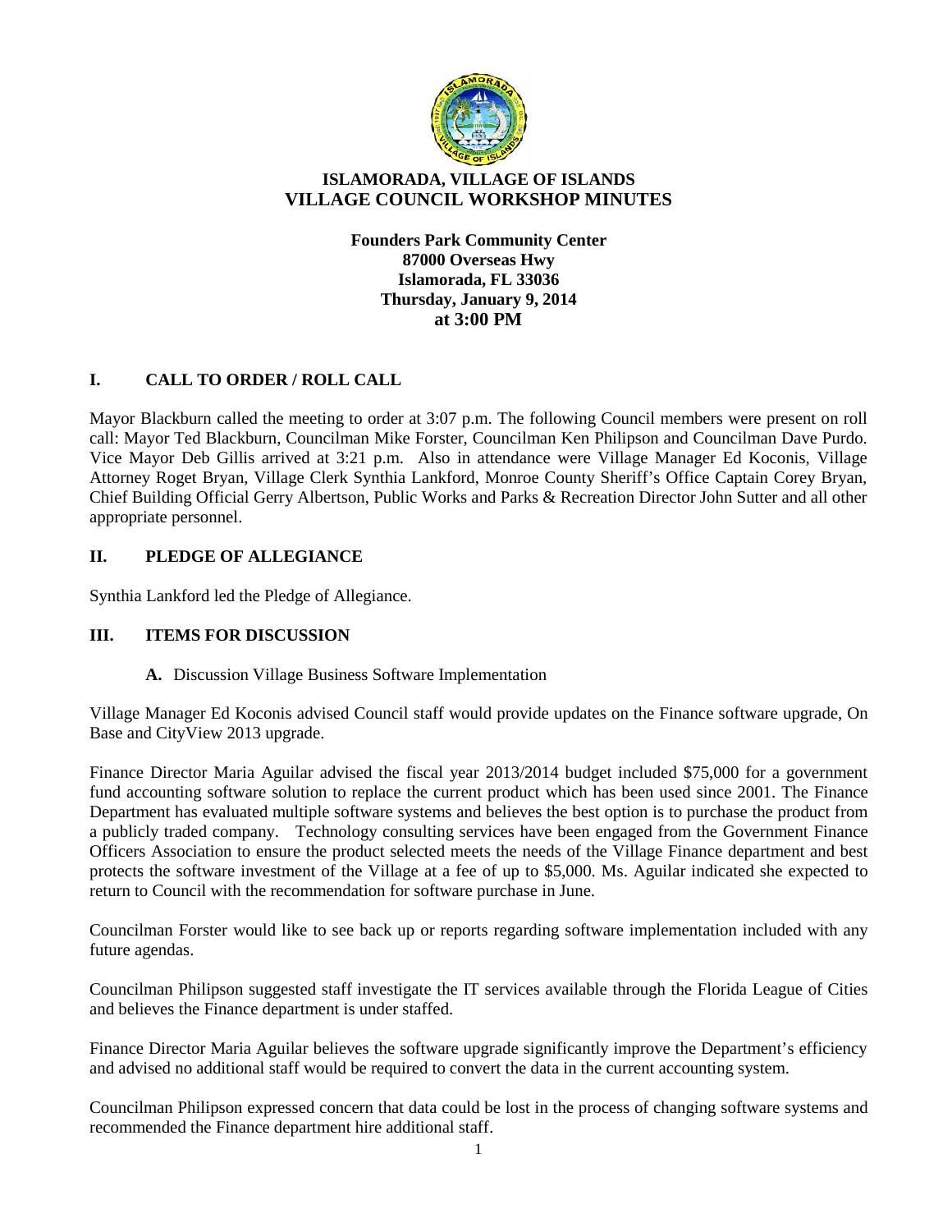# ISLAMORADA, VILLAGE OF ISLANDS
# VILLAGE COUNCIL WORKSHOP MINUTES

**Founders Park Community Center**
**87000 Overseas Hwy**
**Islamorada, FL 33036**
**Thursday, January 9, 2014**
**at 3:00 PM**

## I. CALL TO ORDER / ROLL CALL

Mayor Blackburn called the meeting to order at 3:07 p.m. The following Council members were present on roll call: Mayor Ted Blackburn, Councilman Mike Forster, Councilman Ken Philipson and Councilman Dave Purdo. Vice Mayor Deb Gillis arrived at 3:21 p.m. Also in attendance were Village Manager Ed Koconis, Village Attorney Roget Bryan, Village Clerk Synthia Lankford, Monroe County Sheriff's Office Captain Corey Bryan, Chief Building Official Gerry Albertson, Public Works and Parks & Recreation Director John Sutter and all other appropriate personnel.

## II. PLEDGE OF ALLEGIANCE

Synthia Lankford led the Pledge of Allegiance.

## III. ITEMS FOR DISCUSSION

**A.** Discussion Village Business Software Implementation

Village Manager Ed Koconis advised Council staff would provide updates on the Finance software upgrade, On Base and CityView 2013 upgrade.

Finance Director Maria Aguilar advised the fiscal year 2013/2014 budget included $75,000 for a government fund accounting software solution to replace the current product which has been used since 2001. The Finance Department has evaluated multiple software systems and believes the best option is to purchase the product from a publicly traded company. Technology consulting services have been engaged from the Government Finance Officers Association to ensure the product selected meets the needs of the Village Finance department and best protects the software investment of the Village at a fee of up to $5,000. Ms. Aguilar indicated she expected to return to Council with the recommendation for software purchase in June.

Councilman Forster would like to see back up or reports regarding software implementation included with any future agendas.

Councilman Philipson suggested staff investigate the IT services available through the Florida League of Cities and believes the Finance department is under staffed.

Finance Director Maria Aguilar believes the software upgrade significantly improve the Department's efficiency and advised no additional staff would be required to convert the data in the current accounting system.

Councilman Philipson expressed concern that data could be lost in the process of changing software systems and recommended the Finance department hire additional staff.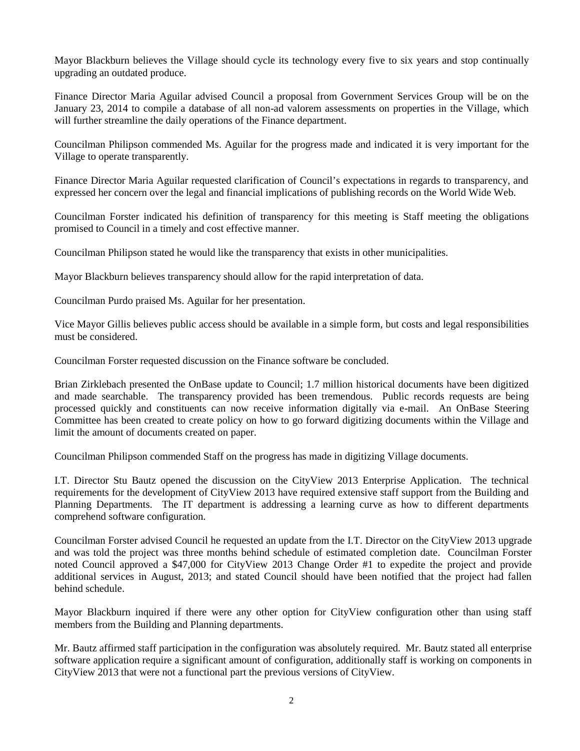Mayor Blackburn believes the Village should cycle its technology every five to six years and stop continually upgrading an outdated produce.

Finance Director Maria Aguilar advised Council a proposal from Government Services Group will be on the January 23, 2014 to compile a database of all non-ad valorem assessments on properties in the Village, which will further streamline the daily operations of the Finance department.

Councilman Philipson commended Ms. Aguilar for the progress made and indicated it is very important for the Village to operate transparently.

Finance Director Maria Aguilar requested clarification of Council's expectations in regards to transparency, and expressed her concern over the legal and financial implications of publishing records on the World Wide Web.

Councilman Forster indicated his definition of transparency for this meeting is Staff meeting the obligations promised to Council in a timely and cost effective manner.

Councilman Philipson stated he would like the transparency that exists in other municipalities.

Mayor Blackburn believes transparency should allow for the rapid interpretation of data.

Councilman Purdo praised Ms. Aguilar for her presentation.

Vice Mayor Gillis believes public access should be available in a simple form, but costs and legal responsibilities must be considered.

Councilman Forster requested discussion on the Finance software be concluded.

Brian Zirklebach presented the OnBase update to Council; 1.7 million historical documents have been digitized and made searchable. The transparency provided has been tremendous. Public records requests are being processed quickly and constituents can now receive information digitally via e-mail. An OnBase Steering Committee has been created to create policy on how to go forward digitizing documents within the Village and limit the amount of documents created on paper.

Councilman Philipson commended Staff on the progress has made in digitizing Village documents.

I.T. Director Stu Bautz opened the discussion on the CityView 2013 Enterprise Application. The technical requirements for the development of CityView 2013 have required extensive staff support from the Building and Planning Departments. The IT department is addressing a learning curve as how to different departments comprehend software configuration.

Councilman Forster advised Council he requested an update from the I.T. Director on the CityView 2013 upgrade and was told the project was three months behind schedule of estimated completion date. Councilman Forster noted Council approved a $47,000 for CityView 2013 Change Order #1 to expedite the project and provide additional services in August, 2013; and stated Council should have been notified that the project had fallen behind schedule.

Mayor Blackburn inquired if there were any other option for CityView configuration other than using staff members from the Building and Planning departments.

Mr. Bautz affirmed staff participation in the configuration was absolutely required. Mr. Bautz stated all enterprise software application require a significant amount of configuration, additionally staff is working on components in CityView 2013 that were not a functional part the previous versions of CityView.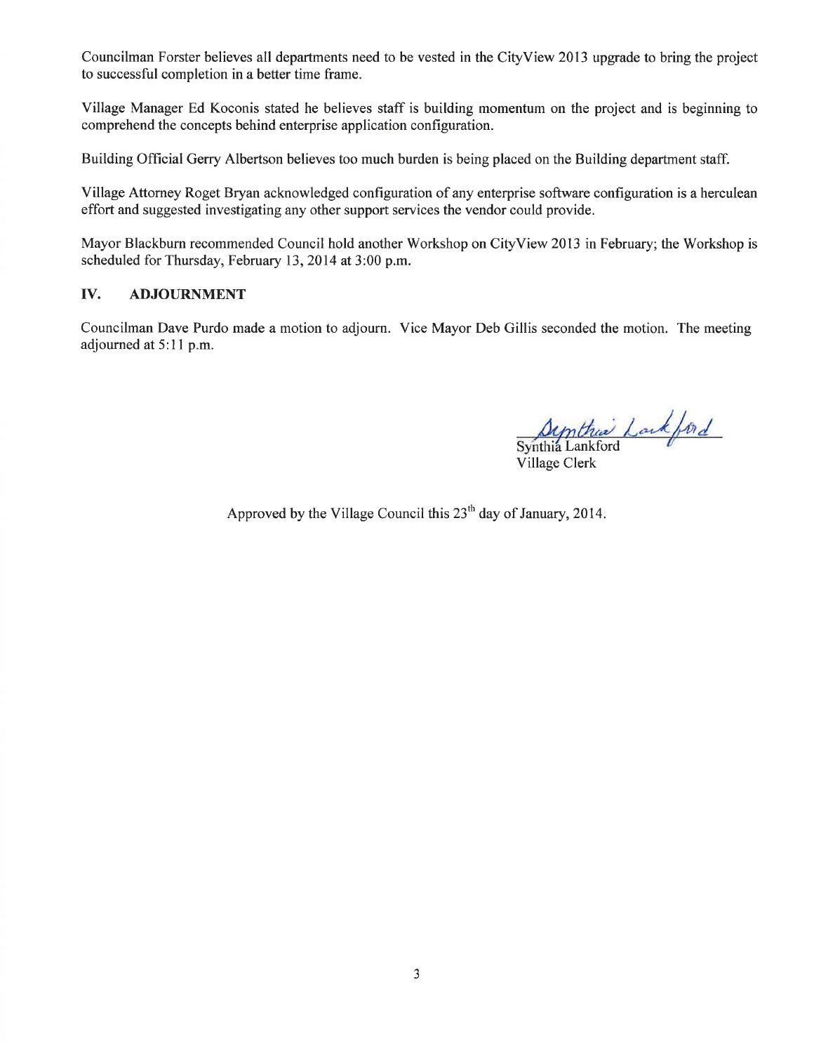Councilman Forster believes all departments need to be vested in the CityView 2013 upgrade to bring the project to successful completion in a better time frame.

Village Manager Ed Koconis stated he believes staff is building momentum on the project and is beginning to comprehend the concepts behind enterprise application configuration.

Building Official Gerry Albertson believes too much burden is being placed on the Building department staff.

Village Attorney Roget Bryan acknowledged configuration of any enterprise software configuration is a herculean effort and suggested investigating any other support services the vendor could provide.

Mayor Blackburn recommended Council hold another Workshop on CityView 2013 in February; the Workshop is scheduled for Thursday, February 13, 2014 at 3:00 p.m.

## IV. ADJOURNMENT

Councilman Dave Purdo made a motion to adjourn. Vice Mayor Deb Gillis seconded the motion. The meeting adjourned at 5:11 p.m.

Synthia Lankford
Village Clerk

Approved by the Village Council this 23th day of January, 2014.